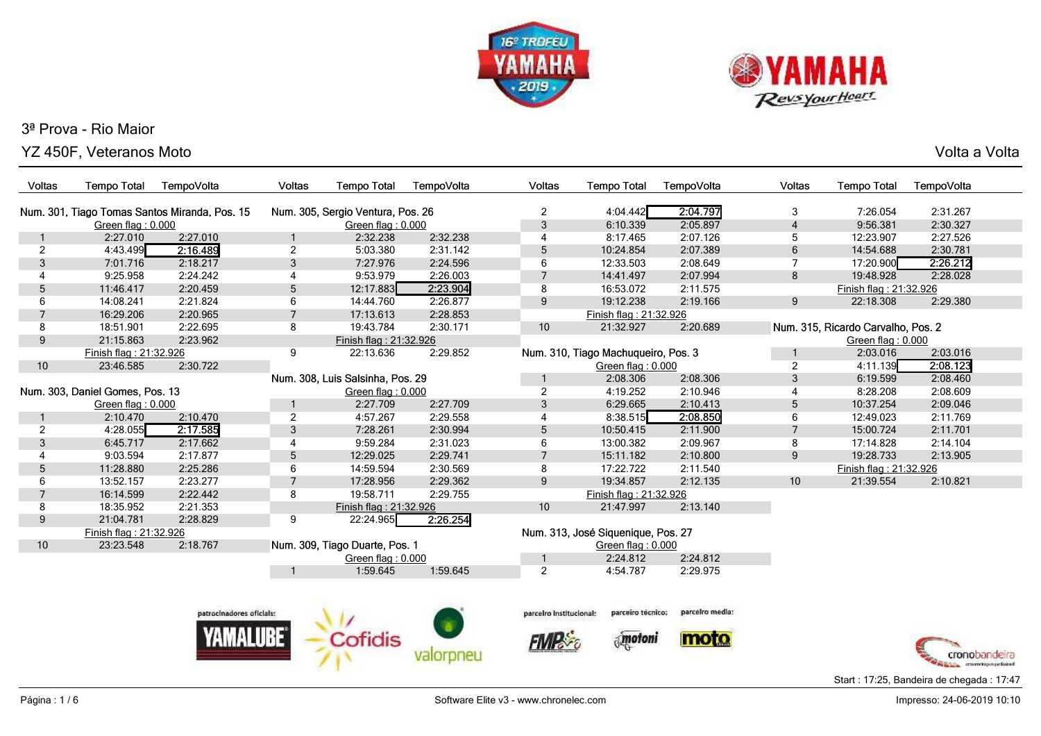16º Troféu Yamaha 2019

# 3ª Prova - Rio Maior

## YZ 450F, Veteranos Moto

Volta a Volta

### Num. 301, Tiago Tomas Santos Miranda, Pos. 15

Green flag : 0.000

| Voltas | Tempo Total | TempoVolta |
|---|---|---|
| 1 | 2:27.010 | 2:27.010 |
| 2 | 4:43.499 | **2:16.489** |
| 3 | 7:01.716 | 2:18.217 |
| 4 | 9:25.958 | 2:24.242 |
| 5 | 11:46.417 | 2:20.459 |
| 6 | 14:08.241 | 2:21.824 |
| 7 | 16:29.206 | 2:20.965 |
| 8 | 18:51.901 | 2:22.695 |
| 9 | 21:15.863 | 2:23.962 |
| | Finish flag : 21:32.926 | |
| 10 | 23:46.585 | 2:30.722 |

### Num. 303, Daniel Gomes, Pos. 13

Green flag : 0.000

| Voltas | Tempo Total | TempoVolta |
|---|---|---|
| 1 | 2:10.470 | 2:10.470 |
| 2 | 4:28.055 | **2:17.585** |
| 3 | 6:45.717 | 2:17.662 |
| 4 | 9:03.594 | 2:17.877 |
| 5 | 11:28.880 | 2:25.286 |
| 6 | 13:52.157 | 2:23.277 |
| 7 | 16:14.599 | 2:22.442 |
| 8 | 18:35.952 | 2:21.353 |
| 9 | 21:04.781 | 2:28.829 |
| | Finish flag : 21:32.926 | |
| 10 | 23:23.548 | 2:18.767 |

### Num. 305, Sergio Ventura, Pos. 26

Green flag : 0.000

| Voltas | Tempo Total | TempoVolta |
|---|---|---|
| 1 | 2:32.238 | 2:32.238 |
| 2 | 5:03.380 | 2:31.142 |
| 3 | 7:27.976 | 2:24.596 |
| 4 | 9:53.979 | 2:26.003 |
| 5 | 12:17.883 | **2:23.904** |
| 6 | 14:44.760 | 2:26.877 |
| 7 | 17:13.613 | 2:28.853 |
| 8 | 19:43.784 | 2:30.171 |
| | Finish flag : 21:32.926 | |
| 9 | 22:13.636 | 2:29.852 |

### Num. 308, Luis Salsinha, Pos. 29

Green flag : 0.000

| Voltas | Tempo Total | TempoVolta |
|---|---|---|
| 1 | 2:27.709 | 2:27.709 |
| 2 | 4:57.267 | 2:29.558 |
| 3 | 7:28.261 | 2:30.994 |
| 4 | 9:59.284 | 2:31.023 |
| 5 | 12:29.025 | 2:29.741 |
| 6 | 14:59.594 | 2:30.569 |
| 7 | 17:28.956 | 2:29.362 |
| 8 | 19:58.711 | 2:29.755 |
| | Finish flag : 21:32.926 | |
| 9 | 22:24.965 | **2:26.254** |

### Num. 309, Tiago Duarte, Pos. 1

Green flag : 0.000

| Voltas | Tempo Total | TempoVolta |
|---|---|---|
| 1 | 1:59.645 | 1:59.645 |
| 2 | 4:04.442 | **2:04.797** |
| 3 | 6:10.339 | 2:05.897 |
| 4 | 8:17.465 | 2:07.126 |
| 5 | 10:24.854 | 2:07.389 |
| 6 | 12:33.503 | 2:08.649 |
| 7 | 14:41.497 | 2:07.994 |
| 8 | 16:53.072 | 2:11.575 |
| 9 | 19:12.238 | 2:19.166 |
| | Finish flag : 21:32.926 | |
| 10 | 21:32.927 | 2:20.689 |

### Num. 310, Tiago Machuqueiro, Pos. 3

Green flag : 0.000

| Voltas | Tempo Total | TempoVolta |
|---|---|---|
| 1 | 2:08.306 | 2:08.306 |
| 2 | 4:19.252 | 2:10.946 |
| 3 | 6:29.665 | 2:10.413 |
| 4 | 8:38.515 | **2:08.850** |
| 5 | 10:50.415 | 2:11.900 |
| 6 | 13:00.382 | 2:09.967 |
| 7 | 15:11.182 | 2:10.800 |
| 8 | 17:22.722 | 2:11.540 |
| 9 | 19:34.857 | 2:12.135 |
| | Finish flag : 21:32.926 | |
| 10 | 21:47.997 | 2:13.140 |

### Num. 313, José Siquenique, Pos. 27

Green flag : 0.000

| Voltas | Tempo Total | TempoVolta |
|---|---|---|
| 1 | 2:24.812 | 2:24.812 |
| 2 | 4:54.787 | 2:29.975 |
| 3 | 7:26.054 | 2:31.267 |
| 4 | 9:56.381 | 2:30.327 |
| 5 | 12:23.907 | 2:27.526 |
| 6 | 14:54.688 | 2:30.781 |
| 7 | 17:20.900 | **2:26.212** |
| 8 | 19:48.928 | 2:28.028 |
| | Finish flag : 21:32.926 | |
| 9 | 22:18.308 | 2:29.380 |

### Num. 315, Ricardo Carvalho, Pos. 2

Green flag : 0.000

| Voltas | Tempo Total | TempoVolta |
|---|---|---|
| 1 | 2:03.016 | 2:03.016 |
| 2 | 4:11.139 | **2:08.123** |
| 3 | 6:19.599 | 2:08.460 |
| 4 | 8:28.208 | 2:08.609 |
| 5 | 10:37.254 | 2:09.046 |
| 6 | 12:49.023 | 2:11.769 |
| 7 | 15:00.724 | 2:11.701 |
| 8 | 17:14.828 | 2:14.104 |
| 9 | 19:28.733 | 2:13.905 |
| | Finish flag : 21:32.926 | |
| 10 | 21:39.554 | 2:10.821 |

patrocinadores oficiais: Yamalube, Cofidis, valorpneu — parceiro institucional: FMP — parceiro técnico: motoni — parceiro media: moto

Start : 17:25, Bandeira de chegada : 17:47

Software Elite v3 - www.chronelec.com

Impresso: 24-06-2019 10:10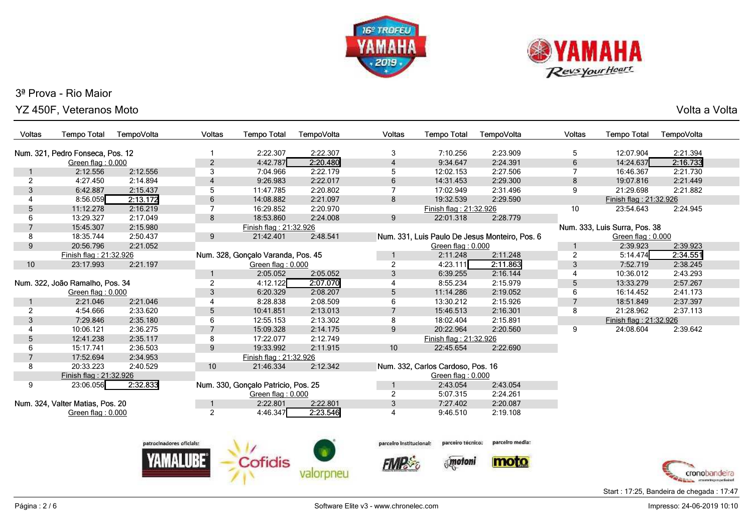3ª Prova - Rio Maior

YZ 450F, Veteranos Moto

Volta a Volta

### Num. 321, Pedro Fonseca, Pos. 12

Green flag : 0.000

| Voltas | Tempo Total | TempoVolta |
|---|---|---|
| 1 | 2:12.556 | 2:12.556 |
| 2 | 4:27.450 | 2:14.894 |
| 3 | 6:42.887 | 2:15.437 |
| 4 | 8:56.059 | 2:13.172 |
| 5 | 11:12.278 | 2:16.219 |
| 6 | 13:29.327 | 2:17.049 |
| 7 | 15:45.307 | 2:15.980 |
| 8 | 18:35.744 | 2:50.437 |
| 9 | 20:56.796 | 2:21.052 |
| Finish flag : 21:32.926 | | |
| 10 | 23:17.993 | 2:21.197 |

### Num. 322, João Ramalho, Pos. 34

Green flag : 0.000

| Voltas | Tempo Total | TempoVolta |
|---|---|---|
| 1 | 2:21.046 | 2:21.046 |
| 2 | 4:54.666 | 2:33.620 |
| 3 | 7:29.846 | 2:35.180 |
| 4 | 10:06.121 | 2:36.275 |
| 5 | 12:41.238 | 2:35.117 |
| 6 | 15:17.741 | 2:36.503 |
| 7 | 17:52.694 | 2:34.953 |
| 8 | 20:33.223 | 2:40.529 |
| Finish flag : 21:32.926 | | |
| 9 | 23:06.056 | 2:32.833 |

### Num. 324, Valter Matias, Pos. 20

Green flag : 0.000

| Voltas | Tempo Total | TempoVolta |
|---|---|---|
| 1 | 2:22.307 | 2:22.307 |
| 2 | 4:42.787 | 2:20.480 |
| 3 | 7:04.966 | 2:22.179 |
| 4 | 9:26.983 | 2:22.017 |
| 5 | 11:47.785 | 2:20.802 |
| 6 | 14:08.882 | 2:21.097 |
| 7 | 16:29.852 | 2:20.970 |
| 8 | 18:53.860 | 2:24.008 |
| Finish flag : 21:32.926 | | |
| 9 | 21:42.401 | 2:48.541 |

### Num. 328, Gonçalo Varanda, Pos. 45

Green flag : 0.000

| Voltas | Tempo Total | TempoVolta |
|---|---|---|
| 1 | 2:05.052 | 2:05.052 |
| 2 | 4:12.122 | 2:07.070 |
| 3 | 6:20.329 | 2:08.207 |
| 4 | 8:28.838 | 2:08.509 |
| 5 | 10:41.851 | 2:13.013 |
| 6 | 12:55.153 | 2:13.302 |
| 7 | 15:09.328 | 2:14.175 |
| 8 | 17:22.077 | 2:12.749 |
| 9 | 19:33.992 | 2:11.915 |
| Finish flag : 21:32.926 | | |
| 10 | 21:46.334 | 2:12.342 |

### Num. 330, Gonçalo Patricio, Pos. 25

Green flag : 0.000

| Voltas | Tempo Total | TempoVolta |
|---|---|---|
| 1 | 2:22.801 | 2:22.801 |
| 2 | 4:46.347 | 2:23.546 |
| 3 | 7:10.256 | 2:23.909 |
| 4 | 9:34.647 | 2:24.391 |
| 5 | 12:02.153 | 2:27.506 |
| 6 | 14:31.453 | 2:29.300 |
| 7 | 17:02.949 | 2:31.496 |
| 8 | 19:32.539 | 2:29.590 |
| Finish flag : 21:32.926 | | |
| 9 | 22:01.318 | 2:28.779 |

### Num. 331, Luis Paulo De Jesus Monteiro, Pos. 6

Green flag : 0.000

| Voltas | Tempo Total | TempoVolta |
|---|---|---|
| 1 | 2:11.248 | 2:11.248 |
| 2 | 4:23.111 | 2:11.863 |
| 3 | 6:39.255 | 2:16.144 |
| 4 | 8:55.234 | 2:15.979 |
| 5 | 11:14.286 | 2:19.052 |
| 6 | 13:30.212 | 2:15.926 |
| 7 | 15:46.513 | 2:16.301 |
| 8 | 18:02.404 | 2:15.891 |
| 9 | 20:22.964 | 2:20.560 |
| Finish flag : 21:32.926 | | |
| 10 | 22:45.654 | 2:22.690 |

### Num. 332, Carlos Cardoso, Pos. 16

Green flag : 0.000

| Voltas | Tempo Total | TempoVolta |
|---|---|---|
| 1 | 2:43.054 | 2:43.054 |
| 2 | 5:07.315 | 2:24.261 |
| 3 | 7:27.402 | 2:20.087 |
| 4 | 9:46.510 | 2:19.108 |
| 5 | 12:07.904 | 2:21.394 |
| 6 | 14:24.637 | 2:16.733 |
| 7 | 16:46.367 | 2:21.730 |
| 8 | 19:07.816 | 2:21.449 |
| 9 | 21:29.698 | 2:21.882 |
| Finish flag : 21:32.926 | | |
| 10 | 23:54.643 | 2:24.945 |

### Num. 333, Luis Surra, Pos. 38

Green flag : 0.000

| Voltas | Tempo Total | TempoVolta |
|---|---|---|
| 1 | 2:39.923 | 2:39.923 |
| 2 | 5:14.474 | 2:34.551 |
| 3 | 7:52.719 | 2:38.245 |
| 4 | 10:36.012 | 2:43.293 |
| 5 | 13:33.279 | 2:57.267 |
| 6 | 16:14.452 | 2:41.173 |
| 7 | 18:51.849 | 2:37.397 |
| 8 | 21:28.962 | 2:37.113 |
| Finish flag : 21:32.926 | | |
| 9 | 24:08.604 | 2:39.642 |

Start : 17:25, Bandeira de chegada : 17:47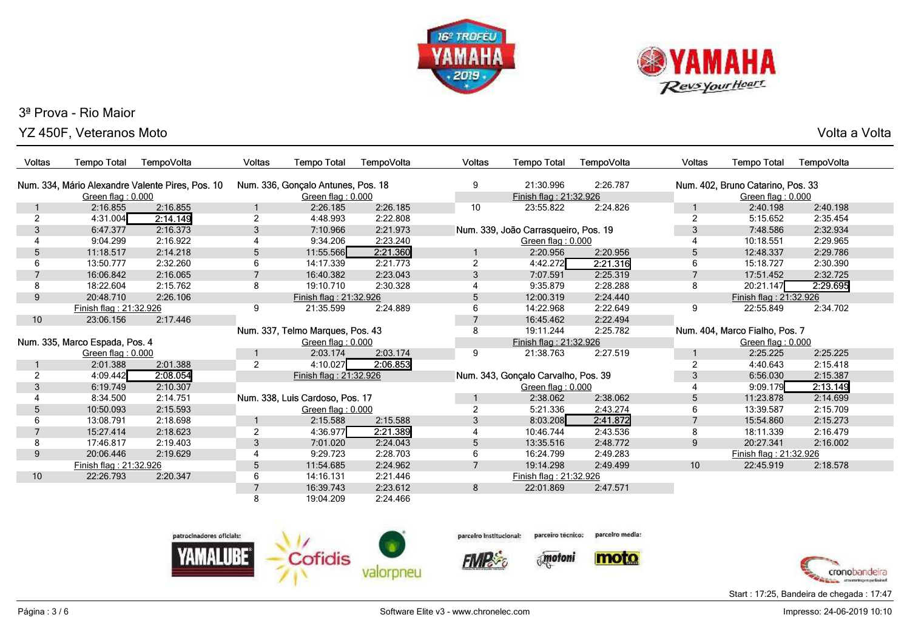3ª Prova - Rio Maior

YZ 450F, Veteranos Moto

Volta a Volta

### Num. 334, Mário Alexandre Valente Pires, Pos. 10

| Voltas | Tempo Total | TempoVolta |
|---|---|---|
| | Green flag : 0.000 | |
| 1 | 2:16.855 | 2:16.855 |
| 2 | 4:31.004 | **2:14.149** |
| 3 | 6:47.377 | 2:16.373 |
| 4 | 9:04.299 | 2:16.922 |
| 5 | 11:18.517 | 2:14.218 |
| 6 | 13:50.777 | 2:32.260 |
| 7 | 16:06.842 | 2:16.065 |
| 8 | 18:22.604 | 2:15.762 |
| 9 | 20:48.710 | 2:26.106 |
| | Finish flag : 21:32.926 | |
| 10 | 23:06.156 | 2:17.446 |

### Num. 335, Marco Espada, Pos. 4

| Voltas | Tempo Total | TempoVolta |
|---|---|---|
| | Green flag : 0.000 | |
| 1 | 2:01.388 | 2:01.388 |
| 2 | 4:09.442 | **2:08.054** |
| 3 | 6:19.749 | 2:10.307 |
| 4 | 8:34.500 | 2:14.751 |
| 5 | 10:50.093 | 2:15.593 |
| 6 | 13:08.791 | 2:18.698 |
| 7 | 15:27.414 | 2:18.623 |
| 8 | 17:46.817 | 2:19.403 |
| 9 | 20:06.446 | 2:19.629 |
| | Finish flag : 21:32.926 | |
| 10 | 22:26.793 | 2:20.347 |

### Num. 336, Gonçalo Antunes, Pos. 18

| Voltas | Tempo Total | TempoVolta |
|---|---|---|
| | Green flag : 0.000 | |
| 1 | 2:26.185 | 2:26.185 |
| 2 | 4:48.993 | 2:22.808 |
| 3 | 7:10.966 | 2:21.973 |
| 4 | 9:34.206 | 2:23.240 |
| 5 | 11:55.566 | **2:21.360** |
| 6 | 14:17.339 | 2:21.773 |
| 7 | 16:40.382 | 2:23.043 |
| 8 | 19:10.710 | 2:30.328 |
| | Finish flag : 21:32.926 | |
| 9 | 21:35.599 | 2:24.889 |

### Num. 337, Telmo Marques, Pos. 43

| Voltas | Tempo Total | TempoVolta |
|---|---|---|
| | Green flag : 0.000 | |
| 1 | 2:03.174 | 2:03.174 |
| 2 | 4:10.027 | **2:06.853** |
| | Finish flag : 21:32.926 | |

### Num. 338, Luis Cardoso, Pos. 17

| Voltas | Tempo Total | TempoVolta |
|---|---|---|
| | Green flag : 0.000 | |
| 1 | 2:15.588 | 2:15.588 |
| 2 | 4:36.977 | **2:21.389** |
| 3 | 7:01.020 | 2:24.043 |
| 4 | 9:29.723 | 2:28.703 |
| 5 | 11:54.685 | 2:24.962 |
| 6 | 14:16.131 | 2:21.446 |
| 7 | 16:39.743 | 2:23.612 |
| 8 | 19:04.209 | 2:24.466 |
| 9 | 21:30.996 | 2:26.787 |
| | Finish flag : 21:32.926 | |
| 10 | 23:55.822 | 2:24.826 |

### Num. 339, João Carrasqueiro, Pos. 19

| Voltas | Tempo Total | TempoVolta |
|---|---|---|
| | Green flag : 0.000 | |
| 1 | 2:20.956 | 2:20.956 |
| 2 | 4:42.272 | **2:21.316** |
| 3 | 7:07.591 | 2:25.319 |
| 4 | 9:35.879 | 2:28.288 |
| 5 | 12:00.319 | 2:24.440 |
| 6 | 14:22.968 | 2:22.649 |
| 7 | 16:45.462 | 2:22.494 |
| 8 | 19:11.244 | 2:25.782 |
| | Finish flag : 21:32.926 | |
| 9 | 21:38.763 | 2:27.519 |

### Num. 343, Gonçalo Carvalho, Pos. 39

| Voltas | Tempo Total | TempoVolta |
|---|---|---|
| | Green flag : 0.000 | |
| 1 | 2:38.062 | 2:38.062 |
| 2 | 5:21.336 | 2:43.274 |
| 3 | 8:03.208 | **2:41.872** |
| 4 | 10:46.744 | 2:43.536 |
| 5 | 13:35.516 | 2:48.772 |
| 6 | 16:24.799 | 2:49.283 |
| 7 | 19:14.298 | 2:49.499 |
| | Finish flag : 21:32.926 | |
| 8 | 22:01.869 | 2:47.571 |

### Num. 402, Bruno Catarino, Pos. 33

| Voltas | Tempo Total | TempoVolta |
|---|---|---|
| | Green flag : 0.000 | |
| 1 | 2:40.198 | 2:40.198 |
| 2 | 5:15.652 | 2:35.454 |
| 3 | 7:48.586 | 2:32.934 |
| 4 | 10:18.551 | 2:29.965 |
| 5 | 12:48.337 | 2:29.786 |
| 6 | 15:18.727 | 2:30.390 |
| 7 | 17:51.452 | 2:32.725 |
| 8 | 20:21.147 | **2:29.695** |
| | Finish flag : 21:32.926 | |
| 9 | 22:55.849 | 2:34.702 |

### Num. 404, Marco Fialho, Pos. 7

| Voltas | Tempo Total | TempoVolta |
|---|---|---|
| | Green flag : 0.000 | |
| 1 | 2:25.225 | 2:25.225 |
| 2 | 4:40.643 | 2:15.418 |
| 3 | 6:56.030 | 2:15.387 |
| 4 | 9:09.179 | **2:13.149** |
| 5 | 11:23.878 | 2:14.699 |
| 6 | 13:39.587 | 2:15.709 |
| 7 | 15:54.860 | 2:15.273 |
| 8 | 18:11.339 | 2:16.479 |
| 9 | 20:27.341 | 2:16.002 |
| | Finish flag : 21:32.926 | |
| 10 | 22:45.919 | 2:18.578 |

patrocinadores oficiais: YAMALUBE, Cofidis, valorpneu — parceiro institucional: FMP — parceiro técnico: motoni — parceiro media: moto

Start : 17:25, Bandeira de chegada : 17:47

Software Elite v3 - www.chronelec.com

Impresso: 24-06-2019 10:10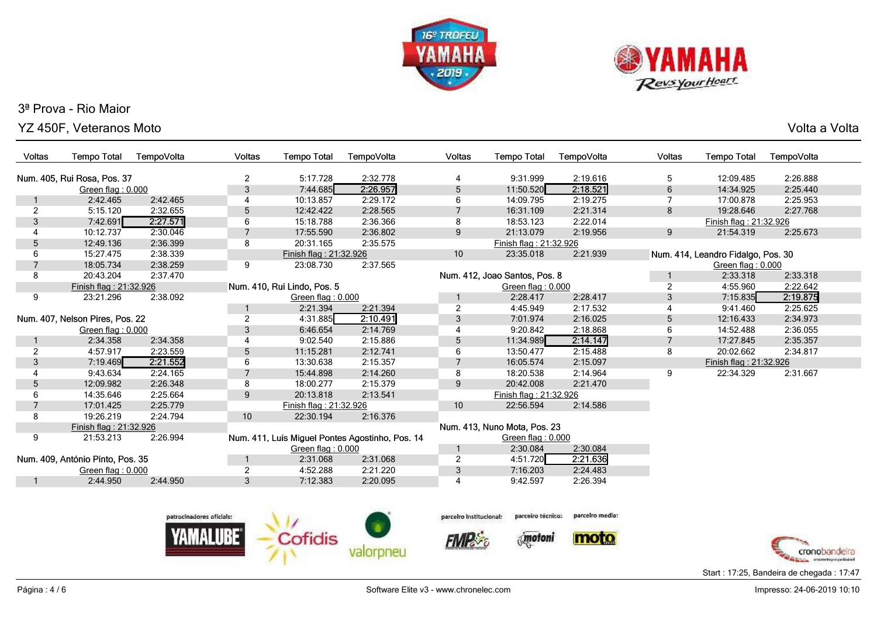3ª Prova - Rio Maior

YZ 450F, Veteranos Moto

Volta a Volta

### Num. 405, Rui Rosa, Pos. 37

| Voltas | Tempo Total | TempoVolta |
|---|---|---|
| | Green flag : 0.000 | |
| 1 | 2:42.465 | 2:42.465 |
| 2 | 5:15.120 | 2:32.655 |
| 3 | 7:42.691 | **2:27.571** |
| 4 | 10:12.737 | 2:30.046 |
| 5 | 12:49.136 | 2:36.399 |
| 6 | 15:27.475 | 2:38.339 |
| 7 | 18:05.734 | 2:38.259 |
| 8 | 20:43.204 | 2:37.470 |
| | Finish flag : 21:32.926 | |
| 9 | 23:21.296 | 2:38.092 |

### Num. 407, Nelson Pires, Pos. 22

| Voltas | Tempo Total | TempoVolta |
|---|---|---|
| | Green flag : 0.000 | |
| 1 | 2:34.358 | 2:34.358 |
| 2 | 4:57.917 | 2:23.559 |
| 3 | 7:19.469 | **2:21.552** |
| 4 | 9:43.634 | 2:24.165 |
| 5 | 12:09.982 | 2:26.348 |
| 6 | 14:35.646 | 2:25.664 |
| 7 | 17:01.425 | 2:25.779 |
| 8 | 19:26.219 | 2:24.794 |
| | Finish flag : 21:32.926 | |
| 9 | 21:53.213 | 2:26.994 |

### Num. 409, António Pinto, Pos. 35

| Voltas | Tempo Total | TempoVolta |
|---|---|---|
| | Green flag : 0.000 | |
| 1 | 2:44.950 | 2:44.950 |
| 2 | 5:17.728 | 2:32.778 |
| 3 | 7:44.685 | **2:26.957** |
| 4 | 10:13.857 | 2:29.172 |
| 5 | 12:42.422 | 2:28.565 |
| 6 | 15:18.788 | 2:36.366 |
| 7 | 17:55.590 | 2:36.802 |
| 8 | 20:31.165 | 2:35.575 |
| | Finish flag : 21:32.926 | |
| 9 | 23:08.730 | 2:37.565 |

### Num. 410, Rui Lindo, Pos. 5

| Voltas | Tempo Total | TempoVolta |
|---|---|---|
| | Green flag : 0.000 | |
| 1 | 2:21.394 | 2:21.394 |
| 2 | 4:31.885 | **2:10.491** |
| 3 | 6:46.654 | 2:14.769 |
| 4 | 9:02.540 | 2:15.886 |
| 5 | 11:15.281 | 2:12.741 |
| 6 | 13:30.638 | 2:15.357 |
| 7 | 15:44.898 | 2:14.260 |
| 8 | 18:00.277 | 2:15.379 |
| 9 | 20:13.818 | 2:13.541 |
| | Finish flag : 21:32.926 | |
| 10 | 22:30.194 | 2:16.376 |

### Num. 411, Luís Miguel Pontes Agostinho, Pos. 14

| Voltas | Tempo Total | TempoVolta |
|---|---|---|
| | Green flag : 0.000 | |
| 1 | 2:31.068 | 2:31.068 |
| 2 | 4:52.288 | 2:21.220 |
| 3 | 7:12.383 | 2:20.095 |
| 4 | 9:31.999 | 2:19.616 |
| 5 | 11:50.520 | **2:18.521** |
| 6 | 14:09.795 | 2:19.275 |
| 7 | 16:31.109 | 2:21.314 |
| 8 | 18:53.123 | 2:22.014 |
| 9 | 21:13.079 | 2:19.956 |
| | Finish flag : 21:32.926 | |
| 10 | 23:35.018 | 2:21.939 |

### Num. 412, Joao Santos, Pos. 8

| Voltas | Tempo Total | TempoVolta |
|---|---|---|
| | Green flag : 0.000 | |
| 1 | 2:28.417 | 2:28.417 |
| 2 | 4:45.949 | 2:17.532 |
| 3 | 7:01.974 | 2:16.025 |
| 4 | 9:20.842 | 2:18.868 |
| 5 | 11:34.989 | **2:14.147** |
| 6 | 13:50.477 | 2:15.488 |
| 7 | 16:05.574 | 2:15.097 |
| 8 | 18:20.538 | 2:14.964 |
| 9 | 20:42.008 | 2:21.470 |
| | Finish flag : 21:32.926 | |
| 10 | 22:56.594 | 2:14.586 |

### Num. 413, Nuno Mota, Pos. 23

| Voltas | Tempo Total | TempoVolta |
|---|---|---|
| | Green flag : 0.000 | |
| 1 | 2:30.084 | 2:30.084 |
| 2 | 4:51.720 | **2:21.636** |
| 3 | 7:16.203 | 2:24.483 |
| 4 | 9:42.597 | 2:26.394 |
| 5 | 12:09.485 | 2:26.888 |
| 6 | 14:34.925 | 2:25.440 |
| 7 | 17:00.878 | 2:25.953 |
| 8 | 19:28.646 | 2:27.768 |
| | Finish flag : 21:32.926 | |
| 9 | 21:54.319 | 2:25.673 |

### Num. 414, Leandro Fidalgo, Pos. 30

| Voltas | Tempo Total | TempoVolta |
|---|---|---|
| | Green flag : 0.000 | |
| 1 | 2:33.318 | 2:33.318 |
| 2 | 4:55.960 | 2:22.642 |
| 3 | 7:15.835 | **2:19.875** |
| 4 | 9:41.460 | 2:25.625 |
| 5 | 12:16.433 | 2:34.973 |
| 6 | 14:52.488 | 2:36.055 |
| 7 | 17:27.845 | 2:35.357 |
| 8 | 20:02.662 | 2:34.817 |
| | Finish flag : 21:32.926 | |
| 9 | 22:34.329 | 2:31.667 |

patrocinadores oficiais: YAMALUBE, Cofidis, valorpneu — parceiro institucional: FMP — parceiro técnico: motoni — parceiro media: moto

Start : 17:25, Bandeira de chegada : 17:47

Software Elite v3 - www.chronelec.com

Impresso: 24-06-2019 10:10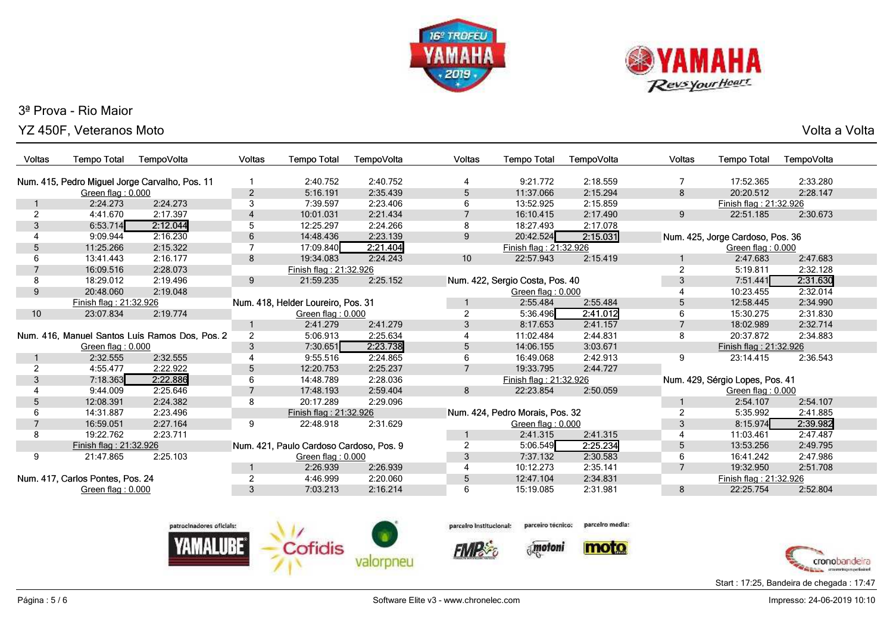16º Troféu Yamaha 2019

# 3ª Prova - Rio Maior

## YZ 450F, Veteranos Moto

Volta a Volta

### Num. 415, Pedro Miguel Jorge Carvalho, Pos. 11

Green flag : 0.000

| Voltas | Tempo Total | TempoVolta |
|---|---|---|
| 1 | 2:24.273 | 2:24.273 |
| 2 | 4:41.670 | 2:17.397 |
| 3 | 6:53.714 | **2:12.044** |
| 4 | 9:09.944 | 2:16.230 |
| 5 | 11:25.266 | 2:15.322 |
| 6 | 13:41.443 | 2:16.177 |
| 7 | 16:09.516 | 2:28.073 |
| 8 | 18:29.012 | 2:19.496 |
| 9 | 20:48.060 | 2:19.048 |
| | Finish flag : 21:32.926 | |
| 10 | 23:07.834 | 2:19.774 |

### Num. 416, Manuel Santos Luís Ramos Dos, Pos. 2

Green flag : 0.000

| Voltas | Tempo Total | TempoVolta |
|---|---|---|
| 1 | 2:32.555 | 2:32.555 |
| 2 | 4:55.477 | 2:22.922 |
| 3 | 7:18.363 | **2:22.886** |
| 4 | 9:44.009 | 2:25.646 |
| 5 | 12:08.391 | 2:24.382 |
| 6 | 14:31.887 | 2:23.496 |
| 7 | 16:59.051 | 2:27.164 |
| 8 | 19:22.762 | 2:23.711 |
| | Finish flag : 21:32.926 | |
| 9 | 21:47.865 | 2:25.103 |

### Num. 417, Carlos Pontes, Pos. 24

Green flag : 0.000

| Voltas | Tempo Total | TempoVolta |
|---|---|---|
| 1 | 2:40.752 | 2:40.752 |
| 2 | 5:16.191 | 2:35.439 |
| 3 | 7:39.597 | 2:23.406 |
| 4 | 10:01.031 | 2:21.434 |
| 5 | 12:25.297 | 2:24.266 |
| 6 | 14:48.436 | 2:23.139 |
| 7 | 17:09.840 | **2:21.404** |
| 8 | 19:34.083 | 2:24.243 |
| | Finish flag : 21:32.926 | |
| 9 | 21:59.235 | 2:25.152 |

### Num. 418, Helder Loureiro, Pos. 31

Green flag : 0.000

| Voltas | Tempo Total | TempoVolta |
|---|---|---|
| 1 | 2:41.279 | 2:41.279 |
| 2 | 5:06.913 | 2:25.634 |
| 3 | 7:30.651 | **2:23.738** |
| 4 | 9:55.516 | 2:24.865 |
| 5 | 12:20.753 | 2:25.237 |
| 6 | 14:48.789 | 2:28.036 |
| 7 | 17:48.193 | 2:59.404 |
| 8 | 20:17.289 | 2:29.096 |
| | Finish flag : 21:32.926 | |
| 9 | 22:48.918 | 2:31.629 |

### Num. 421, Paulo Cardoso Cardoso, Pos. 9

Green flag : 0.000

| Voltas | Tempo Total | TempoVolta |
|---|---|---|
| 1 | 2:26.939 | 2:26.939 |
| 2 | 4:46.999 | 2:20.060 |
| 3 | 7:03.213 | 2:16.214 |
| 4 | 9:21.772 | 2:18.559 |
| 5 | 11:37.066 | 2:15.294 |
| 6 | 13:52.925 | 2:15.859 |
| 7 | 16:10.415 | 2:17.490 |
| 8 | 18:27.493 | 2:17.078 |
| 9 | 20:42.524 | **2:15.031** |
| | Finish flag : 21:32.926 | |
| 10 | 22:57.943 | 2:15.419 |

### Num. 422, Sergio Costa, Pos. 40

Green flag : 0.000

| Voltas | Tempo Total | TempoVolta |
|---|---|---|
| 1 | 2:55.484 | 2:55.484 |
| 2 | 5:36.496 | **2:41.012** |
| 3 | 8:17.653 | 2:41.157 |
| 4 | 11:02.484 | 2:44.831 |
| 5 | 14:06.155 | 3:03.671 |
| 6 | 16:49.068 | 2:42.913 |
| 7 | 19:33.795 | 2:44.727 |
| | Finish flag : 21:32.926 | |
| 8 | 22:23.854 | 2:50.059 |

### Num. 424, Pedro Morais, Pos. 32

Green flag : 0.000

| Voltas | Tempo Total | TempoVolta |
|---|---|---|
| 1 | 2:41.315 | 2:41.315 |
| 2 | 5:06.549 | **2:25.234** |
| 3 | 7:37.132 | 2:30.583 |
| 4 | 10:12.273 | 2:35.141 |
| 5 | 12:47.104 | 2:34.831 |
| 6 | 15:19.085 | 2:31.981 |
| 7 | 17:52.365 | 2:33.280 |
| 8 | 20:20.512 | 2:28.147 |
| | Finish flag : 21:32.926 | |
| 9 | 22:51.185 | 2:30.673 |

### Num. 425, Jorge Cardoso, Pos. 36

Green flag : 0.000

| Voltas | Tempo Total | TempoVolta |
|---|---|---|
| 1 | 2:47.683 | 2:47.683 |
| 2 | 5:19.811 | 2:32.128 |
| 3 | 7:51.441 | **2:31.630** |
| 4 | 10:23.455 | 2:32.014 |
| 5 | 12:58.445 | 2:34.990 |
| 6 | 15:30.275 | 2:31.830 |
| 7 | 18:02.989 | 2:32.714 |
| 8 | 20:37.872 | 2:34.883 |
| | Finish flag : 21:32.926 | |
| 9 | 23:14.415 | 2:36.543 |

### Num. 429, Sérgio Lopes, Pos. 41

Green flag : 0.000

| Voltas | Tempo Total | TempoVolta |
|---|---|---|
| 1 | 2:54.107 | 2:54.107 |
| 2 | 5:35.992 | 2:41.885 |
| 3 | 8:15.974 | **2:39.982** |
| 4 | 11:03.461 | 2:47.487 |
| 5 | 13:53.256 | 2:49.795 |
| 6 | 16:41.242 | 2:47.986 |
| 7 | 19:32.950 | 2:51.708 |
| | Finish flag : 21:32.926 | |
| 8 | 22:25.754 | 2:52.804 |

patrocinadores oficiais: Yamalube, Cofidis, valorpneu — parceiro institucional: FMP — parceiro técnico: motoni — parceiro media: moto

Start : 17:25, Bandeira de chegada : 17:47

Software Elite v3 - www.chronelec.com

Impresso: 24-06-2019 10:10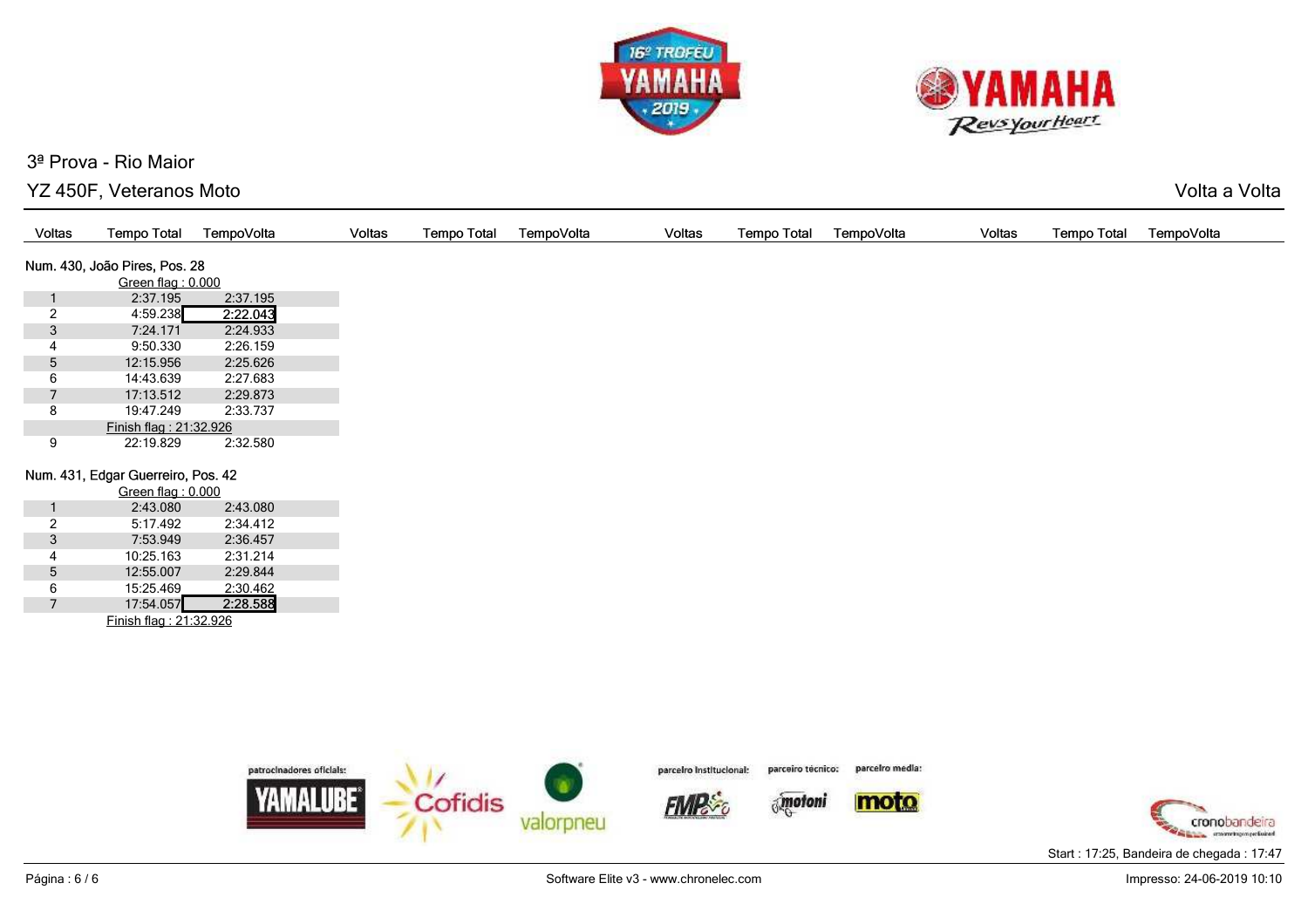3ª Prova - Rio Maior

YZ 450F, Veteranos Moto

Volta a Volta

Num. 430, João Pires, Pos. 28

| Voltas | Tempo Total | TempoVolta |
|---|---|---|
| | Green flag : 0.000 | |
| 1 | 2:37.195 | 2:37.195 |
| 2 | 4:59.238 | **2:22.043** |
| 3 | 7:24.171 | 2:24.933 |
| 4 | 9:50.330 | 2:26.159 |
| 5 | 12:15.956 | 2:25.626 |
| 6 | 14:43.639 | 2:27.683 |
| 7 | 17:13.512 | 2:29.873 |
| 8 | 19:47.249 | 2:33.737 |
| | Finish flag : 21:32.926 | |
| 9 | 22:19.829 | 2:32.580 |

Num. 431, Edgar Guerreiro, Pos. 42

| Voltas | Tempo Total | TempoVolta |
|---|---|---|
| | Green flag : 0.000 | |
| 1 | 2:43.080 | 2:43.080 |
| 2 | 5:17.492 | 2:34.412 |
| 3 | 7:53.949 | 2:36.457 |
| 4 | 10:25.163 | 2:31.214 |
| 5 | 12:55.007 | 2:29.844 |
| 6 | 15:25.469 | 2:30.462 |
| 7 | 17:54.057 | **2:28.588** |
| | Finish flag : 21:32.926 | |

patrocinadores oficiais: YAMALUBE, Cofidis, valorpneu — parceiro institucional: FMP — parceiro técnico: motoni — parceiro media: moto

Start : 17:25, Bandeira de chegada : 17:47

Software Elite v3 - www.chronelec.com

Impresso: 24-06-2019 10:10